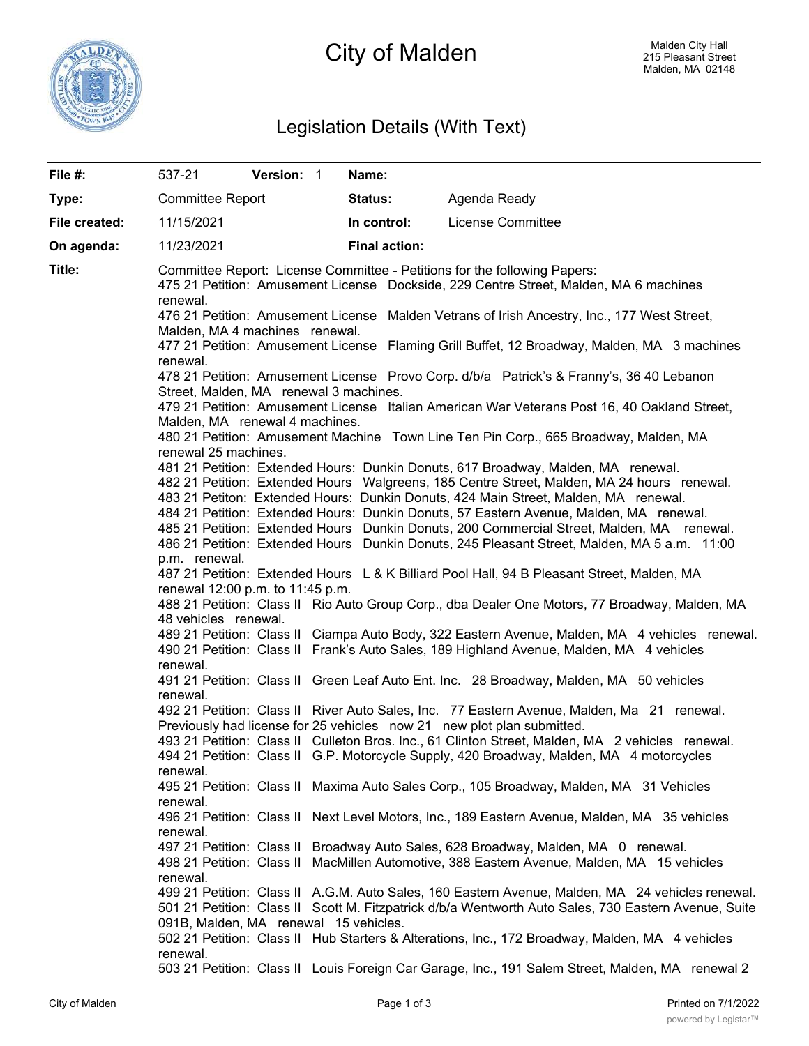# City of Malden

Malden City Hall
215 Pleasant Street
Malden, MA 02148

## Legislation Details (With Text)

| | | | |
|---|---|---|---|
| **File #:** | 537-21 **Version:** 1 | **Name:** | |
| **Type:** | Committee Report | **Status:** | Agenda Ready |
| **File created:** | 11/15/2021 | **In control:** | License Committee |
| **On agenda:** | 11/23/2021 | **Final action:** | |

**Title:** Committee Report: License Committee - Petitions for the following Papers:

475 21 Petition: Amusement License Dockside, 229 Centre Street, Malden, MA 6 machines renewal.

476 21 Petition: Amusement License Malden Vetrans of Irish Ancestry, Inc., 177 West Street, Malden, MA 4 machines renewal.

477 21 Petition: Amusement License Flaming Grill Buffet, 12 Broadway, Malden, MA 3 machines renewal.

478 21 Petition: Amusement License Provo Corp. d/b/a Patrick's & Franny's, 36 40 Lebanon Street, Malden, MA renewal 3 machines.

479 21 Petition: Amusement License Italian American War Veterans Post 16, 40 Oakland Street, Malden, MA renewal 4 machines.

480 21 Petition: Amusement Machine Town Line Ten Pin Corp., 665 Broadway, Malden, MA renewal 25 machines.

481 21 Petition: Extended Hours: Dunkin Donuts, 617 Broadway, Malden, MA renewal.

482 21 Petition: Extended Hours Walgreens, 185 Centre Street, Malden, MA 24 hours renewal.

483 21 Petiton: Extended Hours: Dunkin Donuts, 424 Main Street, Malden, MA renewal.

484 21 Petition: Extended Hours: Dunkin Donuts, 57 Eastern Avenue, Malden, MA renewal.

485 21 Petition: Extended Hours Dunkin Donuts, 200 Commercial Street, Malden, MA renewal.

486 21 Petition: Extended Hours Dunkin Donuts, 245 Pleasant Street, Malden, MA 5 a.m. 11:00 p.m. renewal.

487 21 Petition: Extended Hours L & K Billiard Pool Hall, 94 B Pleasant Street, Malden, MA renewal 12:00 p.m. to 11:45 p.m.

488 21 Petition: Class II Rio Auto Group Corp., dba Dealer One Motors, 77 Broadway, Malden, MA 48 vehicles renewal.

489 21 Petition: Class II Ciampa Auto Body, 322 Eastern Avenue, Malden, MA 4 vehicles renewal.

490 21 Petition: Class II Frank's Auto Sales, 189 Highland Avenue, Malden, MA 4 vehicles renewal.

491 21 Petition: Class II Green Leaf Auto Ent. Inc. 28 Broadway, Malden, MA 50 vehicles renewal.

492 21 Petition: Class II River Auto Sales, Inc. 77 Eastern Avenue, Malden, Ma 21 renewal. Previously had license for 25 vehicles now 21 new plot plan submitted.

493 21 Petition: Class II Culleton Bros. Inc., 61 Clinton Street, Malden, MA 2 vehicles renewal.

494 21 Petition: Class II G.P. Motorcycle Supply, 420 Broadway, Malden, MA 4 motorcycles renewal.

495 21 Petition: Class II Maxima Auto Sales Corp., 105 Broadway, Malden, MA 31 Vehicles renewal.

496 21 Petition: Class II Next Level Motors, Inc., 189 Eastern Avenue, Malden, MA 35 vehicles renewal.

497 21 Petition: Class II Broadway Auto Sales, 628 Broadway, Malden, MA 0 renewal.

498 21 Petition: Class II MacMillen Automotive, 388 Eastern Avenue, Malden, MA 15 vehicles renewal.

499 21 Petition: Class II A.G.M. Auto Sales, 160 Eastern Avenue, Malden, MA 24 vehicles renewal.

501 21 Petition: Class II Scott M. Fitzpatrick d/b/a Wentworth Auto Sales, 730 Eastern Avenue, Suite 091B, Malden, MA renewal 15 vehicles.

502 21 Petition: Class II Hub Starters & Alterations, Inc., 172 Broadway, Malden, MA 4 vehicles renewal.

503 21 Petition: Class II Louis Foreign Car Garage, Inc., 191 Salem Street, Malden, MA renewal 2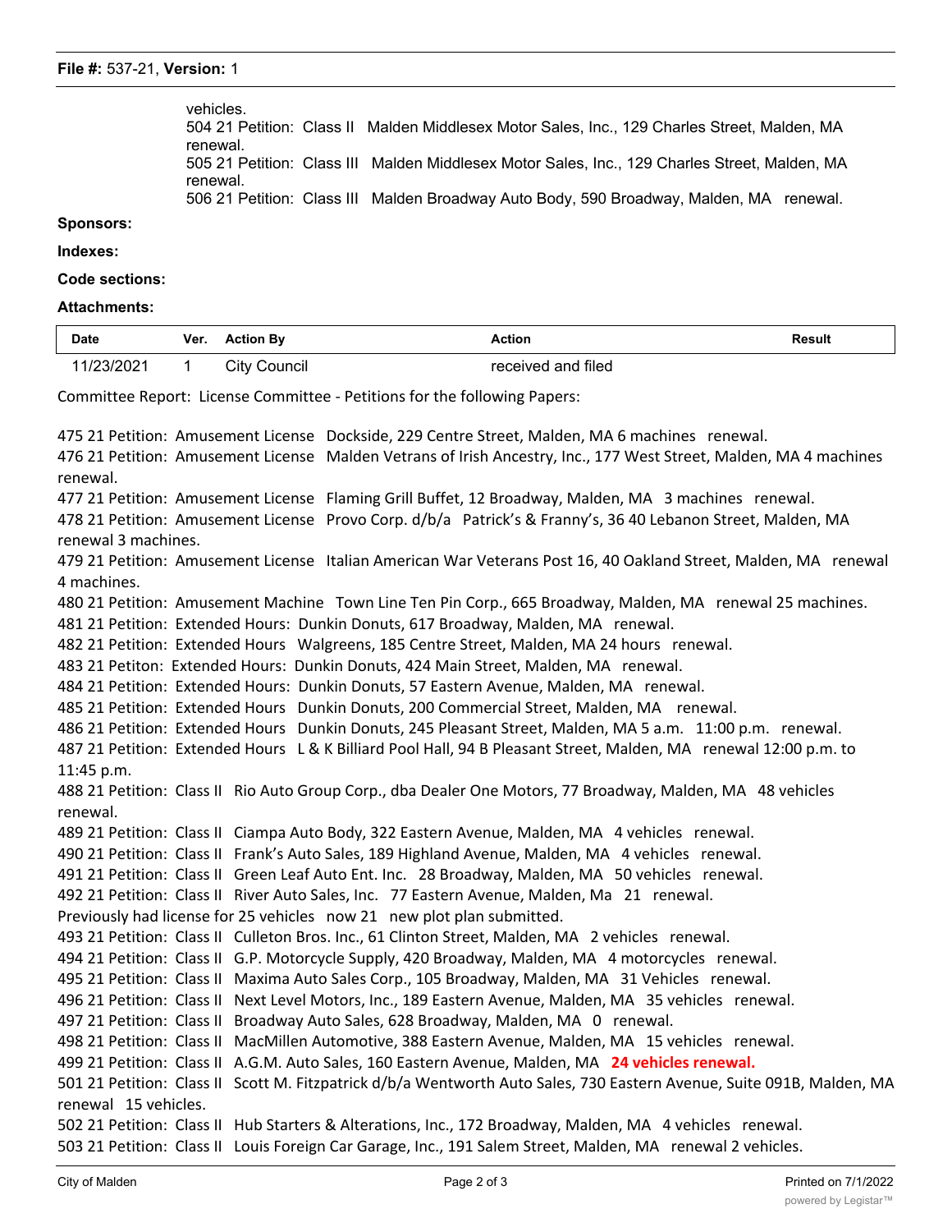vehicles.
504 21 Petition: Class II Malden Middlesex Motor Sales, Inc., 129 Charles Street, Malden, MA renewal.
505 21 Petition: Class III Malden Middlesex Motor Sales, Inc., 129 Charles Street, Malden, MA renewal.
506 21 Petition: Class III Malden Broadway Auto Body, 590 Broadway, Malden, MA renewal.

**Sponsors:**

**Indexes:**

**Code sections:**

**Attachments:**

| Date | Ver. | Action By | Action | Result |
|---|---|---|---|---|
| 11/23/2021 | 1 | City Council | received and filed | |

Committee Report: License Committee - Petitions for the following Papers:

475 21 Petition: Amusement License Dockside, 229 Centre Street, Malden, MA 6 machines renewal.
476 21 Petition: Amusement License Malden Vetrans of Irish Ancestry, Inc., 177 West Street, Malden, MA 4 machines renewal.
477 21 Petition: Amusement License Flaming Grill Buffet, 12 Broadway, Malden, MA 3 machines renewal.
478 21 Petition: Amusement License Provo Corp. d/b/a Patrick's & Franny's, 36 40 Lebanon Street, Malden, MA renewal 3 machines.
479 21 Petition: Amusement License Italian American War Veterans Post 16, 40 Oakland Street, Malden, MA renewal 4 machines.
480 21 Petition: Amusement Machine Town Line Ten Pin Corp., 665 Broadway, Malden, MA renewal 25 machines.
481 21 Petition: Extended Hours: Dunkin Donuts, 617 Broadway, Malden, MA renewal.
482 21 Petition: Extended Hours Walgreens, 185 Centre Street, Malden, MA 24 hours renewal.
483 21 Petiton: Extended Hours: Dunkin Donuts, 424 Main Street, Malden, MA renewal.
484 21 Petition: Extended Hours: Dunkin Donuts, 57 Eastern Avenue, Malden, MA renewal.
485 21 Petition: Extended Hours Dunkin Donuts, 200 Commercial Street, Malden, MA renewal.
486 21 Petition: Extended Hours Dunkin Donuts, 245 Pleasant Street, Malden, MA 5 a.m. 11:00 p.m. renewal.
487 21 Petition: Extended Hours L & K Billiard Pool Hall, 94 B Pleasant Street, Malden, MA renewal 12:00 p.m. to 11:45 p.m.
488 21 Petition: Class II Rio Auto Group Corp., dba Dealer One Motors, 77 Broadway, Malden, MA 48 vehicles renewal.
489 21 Petition: Class II Ciampa Auto Body, 322 Eastern Avenue, Malden, MA 4 vehicles renewal.
490 21 Petition: Class II Frank's Auto Sales, 189 Highland Avenue, Malden, MA 4 vehicles renewal.
491 21 Petition: Class II Green Leaf Auto Ent. Inc. 28 Broadway, Malden, MA 50 vehicles renewal.
492 21 Petition: Class II River Auto Sales, Inc. 77 Eastern Avenue, Malden, Ma 21 renewal.
Previously had license for 25 vehicles now 21 new plot plan submitted.
493 21 Petition: Class II Culleton Bros. Inc., 61 Clinton Street, Malden, MA 2 vehicles renewal.
494 21 Petition: Class II G.P. Motorcycle Supply, 420 Broadway, Malden, MA 4 motorcycles renewal.
495 21 Petition: Class II Maxima Auto Sales Corp., 105 Broadway, Malden, MA 31 Vehicles renewal.
496 21 Petition: Class II Next Level Motors, Inc., 189 Eastern Avenue, Malden, MA 35 vehicles renewal.
497 21 Petition: Class II Broadway Auto Sales, 628 Broadway, Malden, MA 0 renewal.
498 21 Petition: Class II MacMillen Automotive, 388 Eastern Avenue, Malden, MA 15 vehicles renewal.
499 21 Petition: Class II A.G.M. Auto Sales, 160 Eastern Avenue, Malden, MA **24 vehicles renewal.**
501 21 Petition: Class II Scott M. Fitzpatrick d/b/a Wentworth Auto Sales, 730 Eastern Avenue, Suite 091B, Malden, MA renewal 15 vehicles.
502 21 Petition: Class II Hub Starters & Alterations, Inc., 172 Broadway, Malden, MA 4 vehicles renewal.
503 21 Petition: Class II Louis Foreign Car Garage, Inc., 191 Salem Street, Malden, MA renewal 2 vehicles.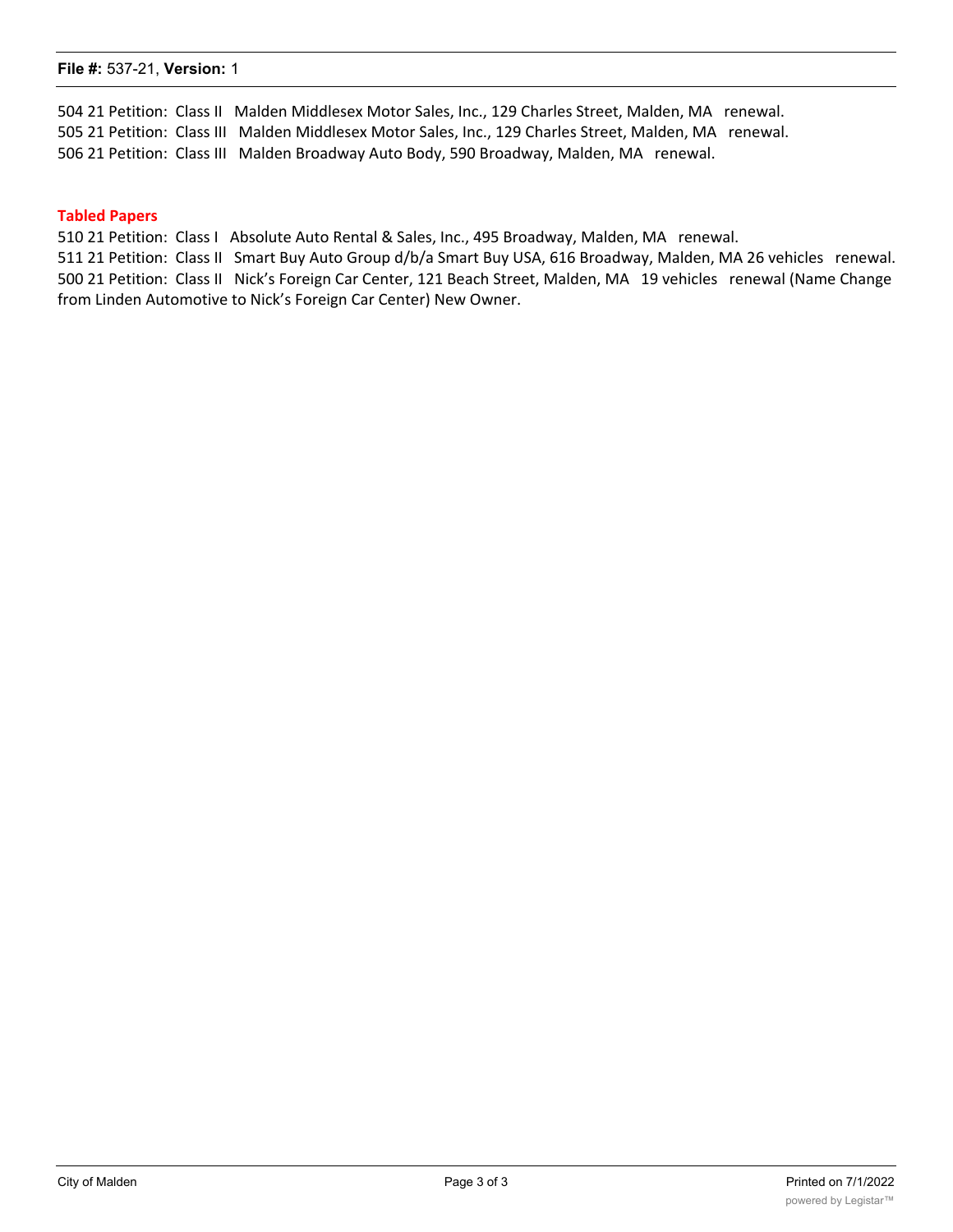504 21 Petition: Class II Malden Middlesex Motor Sales, Inc., 129 Charles Street, Malden, MA renewal.
505 21 Petition: Class III Malden Middlesex Motor Sales, Inc., 129 Charles Street, Malden, MA renewal.
506 21 Petition: Class III Malden Broadway Auto Body, 590 Broadway, Malden, MA renewal.

**Tabled Papers**

510 21 Petition: Class I Absolute Auto Rental & Sales, Inc., 495 Broadway, Malden, MA renewal.
511 21 Petition: Class II Smart Buy Auto Group d/b/a Smart Buy USA, 616 Broadway, Malden, MA 26 vehicles renewal.
500 21 Petition: Class II Nick's Foreign Car Center, 121 Beach Street, Malden, MA 19 vehicles renewal (Name Change from Linden Automotive to Nick's Foreign Car Center) New Owner.